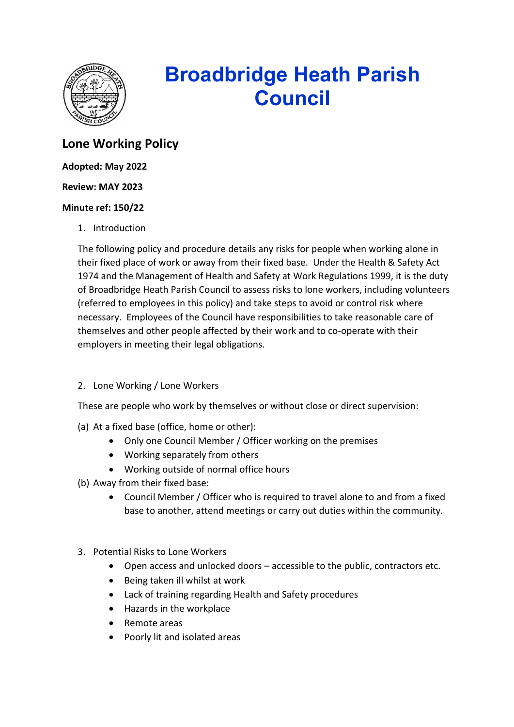# Broadbridge Heath Parish Council

## Lone Working Policy

**Adopted: May 2022**

**Review: MAY 2023**

**Minute ref: 150/22**

1. Introduction

The following policy and procedure details any risks for people when working alone in their fixed place of work or away from their fixed base. Under the Health & Safety Act 1974 and the Management of Health and Safety at Work Regulations 1999, it is the duty of Broadbridge Heath Parish Council to assess risks to lone workers, including volunteers (referred to employees in this policy) and take steps to avoid or control risk where necessary. Employees of the Council have responsibilities to take reasonable care of themselves and other people affected by their work and to co-operate with their employers in meeting their legal obligations.

2. Lone Working / Lone Workers

These are people who work by themselves or without close or direct supervision:

(a) At a fixed base (office, home or other):
- Only one Council Member / Officer working on the premises
- Working separately from others
- Working outside of normal office hours

(b) Away from their fixed base:
- Council Member / Officer who is required to travel alone to and from a fixed base to another, attend meetings or carry out duties within the community.

3. Potential Risks to Lone Workers
- Open access and unlocked doors – accessible to the public, contractors etc.
- Being taken ill whilst at work
- Lack of training regarding Health and Safety procedures
- Hazards in the workplace
- Remote areas
- Poorly lit and isolated areas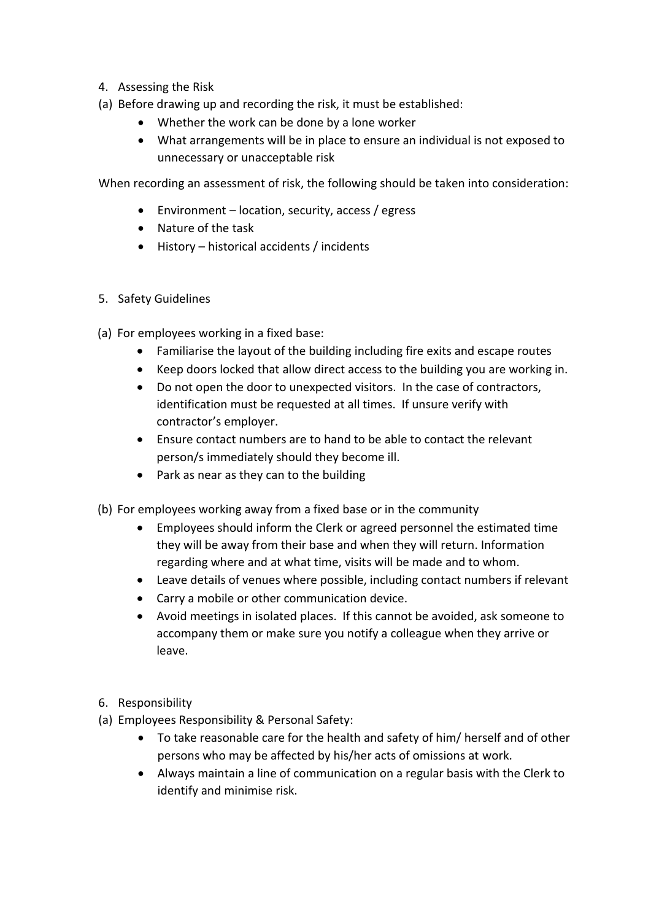4. Assessing the Risk

(a) Before drawing up and recording the risk, it must be established:

- Whether the work can be done by a lone worker
- What arrangements will be in place to ensure an individual is not exposed to unnecessary or unacceptable risk

When recording an assessment of risk, the following should be taken into consideration:

- Environment – location, security, access / egress
- Nature of the task
- History – historical accidents / incidents

5. Safety Guidelines

(a) For employees working in a fixed base:

- Familiarise the layout of the building including fire exits and escape routes
- Keep doors locked that allow direct access to the building you are working in.
- Do not open the door to unexpected visitors. In the case of contractors, identification must be requested at all times. If unsure verify with contractor's employer.
- Ensure contact numbers are to hand to be able to contact the relevant person/s immediately should they become ill.
- Park as near as they can to the building

(b) For employees working away from a fixed base or in the community

- Employees should inform the Clerk or agreed personnel the estimated time they will be away from their base and when they will return. Information regarding where and at what time, visits will be made and to whom.
- Leave details of venues where possible, including contact numbers if relevant
- Carry a mobile or other communication device.
- Avoid meetings in isolated places. If this cannot be avoided, ask someone to accompany them or make sure you notify a colleague when they arrive or leave.

6. Responsibility

(a) Employees Responsibility & Personal Safety:

- To take reasonable care for the health and safety of him/ herself and of other persons who may be affected by his/her acts of omissions at work.
- Always maintain a line of communication on a regular basis with the Clerk to identify and minimise risk.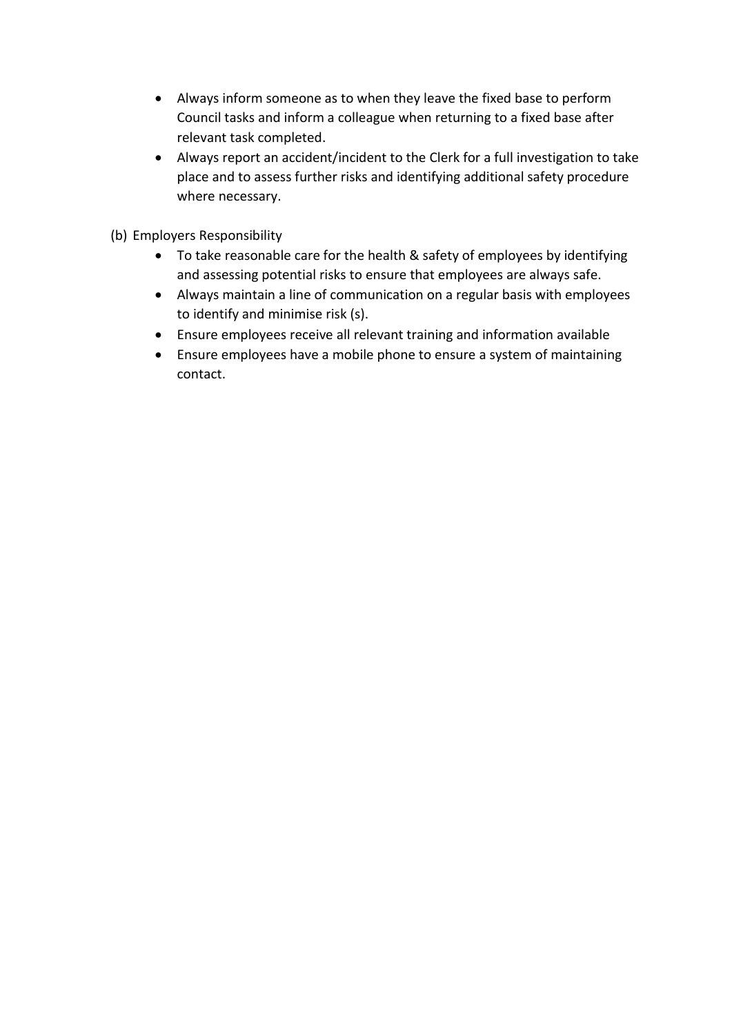- Always inform someone as to when they leave the fixed base to perform Council tasks and inform a colleague when returning to a fixed base after relevant task completed.
- Always report an accident/incident to the Clerk for a full investigation to take place and to assess further risks and identifying additional safety procedure where necessary.

(b) Employers Responsibility

- To take reasonable care for the health & safety of employees by identifying and assessing potential risks to ensure that employees are always safe.
- Always maintain a line of communication on a regular basis with employees to identify and minimise risk (s).
- Ensure employees receive all relevant training and information available
- Ensure employees have a mobile phone to ensure a system of maintaining contact.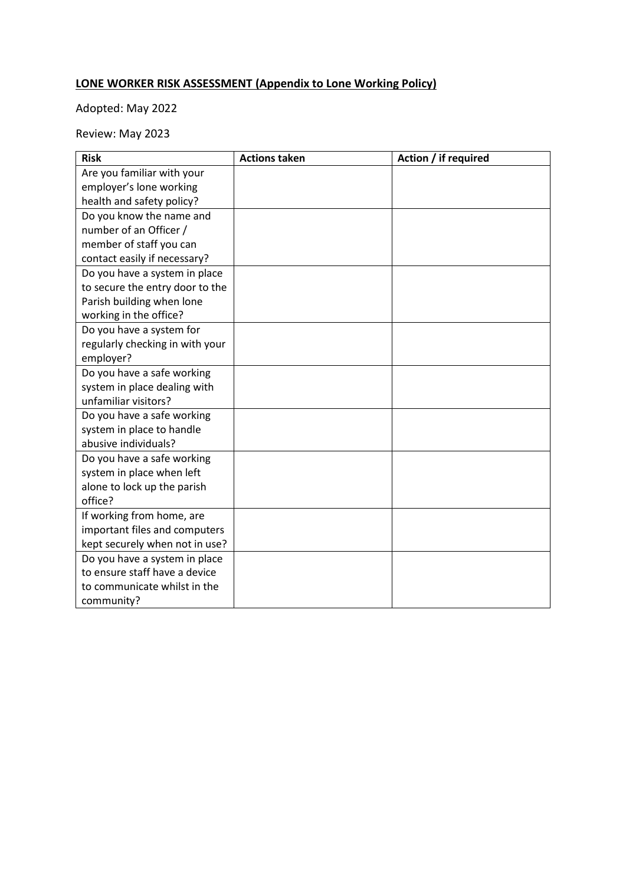**LONE WORKER RISK ASSESSMENT (Appendix to Lone Working Policy)**

Adopted: May 2022

Review: May 2023

| Risk | Actions taken | Action / if required |
|---|---|---|
| Are you familiar with your employer's lone working health and safety policy? | | |
| Do you know the name and number of an Officer / member of staff you can contact easily if necessary? | | |
| Do you have a system in place to secure the entry door to the Parish building when lone working in the office? | | |
| Do you have a system for regularly checking in with your employer? | | |
| Do you have a safe working system in place dealing with unfamiliar visitors? | | |
| Do you have a safe working system in place to handle abusive individuals? | | |
| Do you have a safe working system in place when left alone to lock up the parish office? | | |
| If working from home, are important files and computers kept securely when not in use? | | |
| Do you have a system in place to ensure staff have a device to communicate whilst in the community? | | |